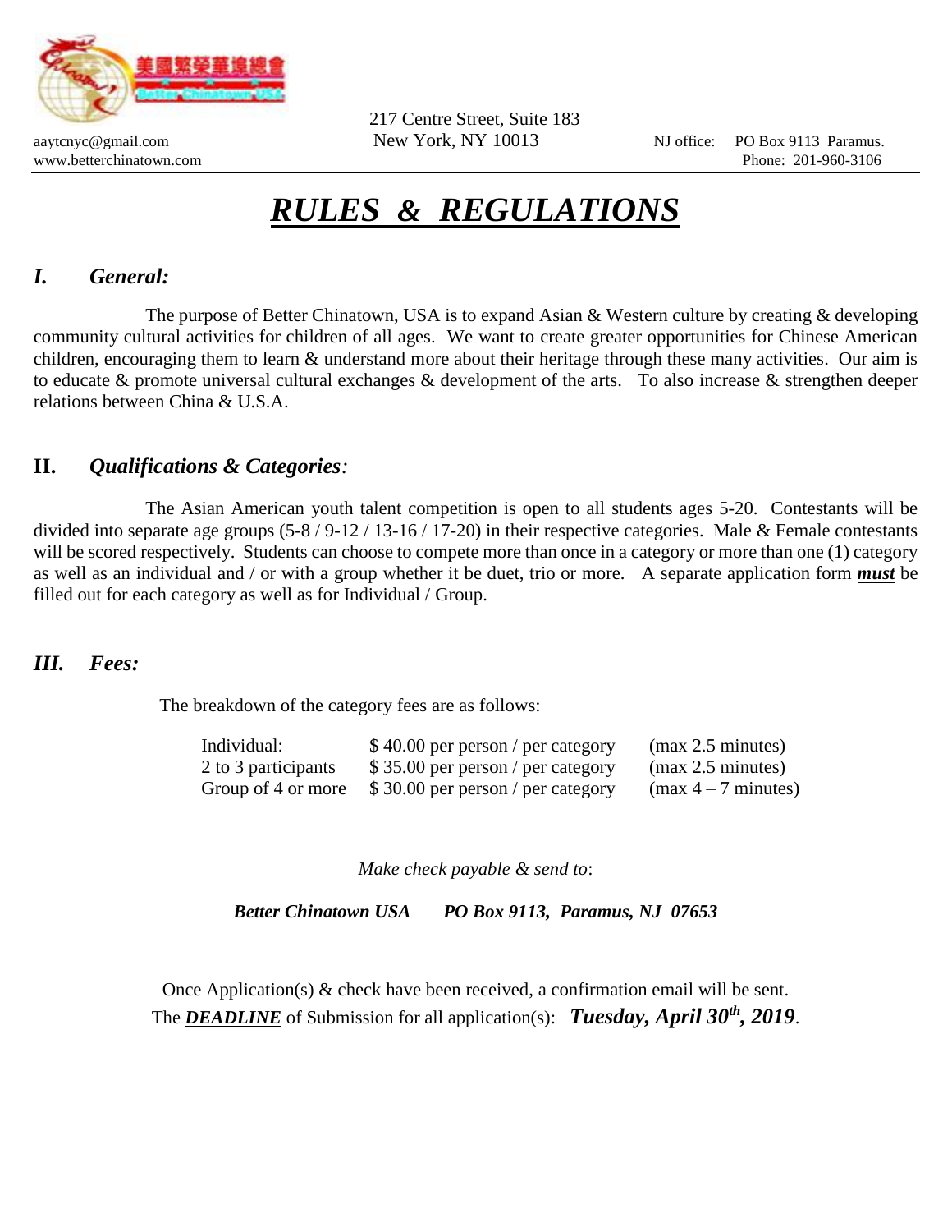美國繁榮華埠總會
Better Chinatown USA

aaytcnyc@gmail.com
www.betterchinatown.com

217 Centre Street, Suite 183
New York, NY 10013

NJ office: PO Box 9113 Paramus.
Phone: 201-960-3106

# ***RULES & REGULATIONS***

## *I. General:*

The purpose of Better Chinatown, USA is to expand Asian & Western culture by creating & developing community cultural activities for children of all ages. We want to create greater opportunities for Chinese American children, encouraging them to learn & understand more about their heritage through these many activities. Our aim is to educate & promote universal cultural exchanges & development of the arts. To also increase & strengthen deeper relations between China & U.S.A.

## II. *Qualifications & Categories:*

The Asian American youth talent competition is open to all students ages 5-20. Contestants will be divided into separate age groups (5-8 / 9-12 / 13-16 / 17-20) in their respective categories. Male & Female contestants will be scored respectively. Students can choose to compete more than once in a category or more than one (1) category as well as an individual and / or with a group whether it be duet, trio or more. A separate application form ***must*** be filled out for each category as well as for Individual / Group.

## *III. Fees:*

The breakdown of the category fees are as follows:

| | | |
|---|---|---|
| Individual: | $ 40.00 per person / per category | (max 2.5 minutes) |
| 2 to 3 participants | $ 35.00 per person / per category | (max 2.5 minutes) |
| Group of 4 or more | $ 30.00 per person / per category | (max 4 – 7 minutes) |

*Make check payable & send to*:

***Better Chinatown USA PO Box 9113, Paramus, NJ 07653***

Once Application(s) & check have been received, a confirmation email will be sent.
The ***DEADLINE*** of Submission for all application(s): ***Tuesday, April 30th, 2019***.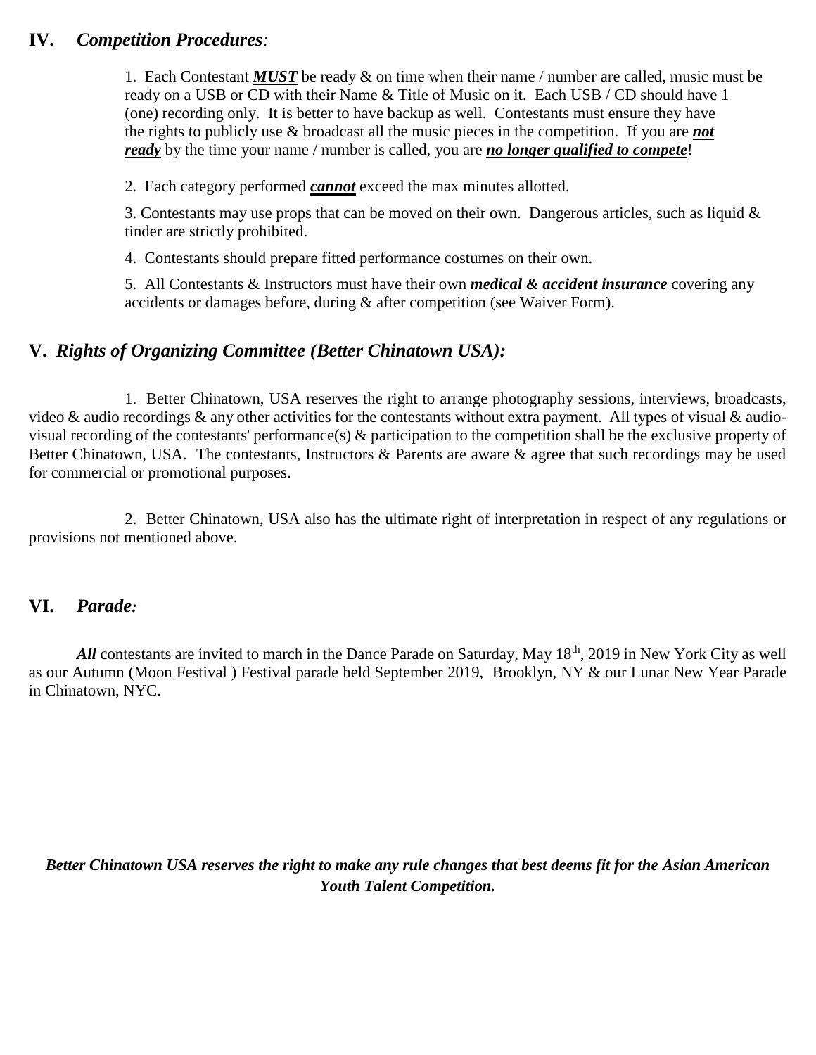## IV. *Competition Procedures:*

1. Each Contestant ***MUST*** be ready & on time when their name / number are called, music must be ready on a USB or CD with their Name & Title of Music on it. Each USB / CD should have 1 (one) recording only. It is better to have backup as well. Contestants must ensure they have the rights to publicly use & broadcast all the music pieces in the competition. If you are ***not ready*** by the time your name / number is called, you are ***no longer qualified to compete***!

2. Each category performed ***cannot*** exceed the max minutes allotted.

3. Contestants may use props that can be moved on their own. Dangerous articles, such as liquid & tinder are strictly prohibited.

4. Contestants should prepare fitted performance costumes on their own.

5. All Contestants & Instructors must have their own ***medical & accident insurance*** covering any accidents or damages before, during & after competition (see Waiver Form).

## V. *Rights of Organizing Committee (Better Chinatown USA):*

1. Better Chinatown, USA reserves the right to arrange photography sessions, interviews, broadcasts, video & audio recordings & any other activities for the contestants without extra payment. All types of visual & audio-visual recording of the contestants' performance(s) & participation to the competition shall be the exclusive property of Better Chinatown, USA. The contestants, Instructors & Parents are aware & agree that such recordings may be used for commercial or promotional purposes.

2. Better Chinatown, USA also has the ultimate right of interpretation in respect of any regulations or provisions not mentioned above.

## VI. *Parade:*

***All*** contestants are invited to march in the Dance Parade on Saturday, May 18th, 2019 in New York City as well as our Autumn (Moon Festival ) Festival parade held September 2019, Brooklyn, NY & our Lunar New Year Parade in Chinatown, NYC.

***Better Chinatown USA reserves the right to make any rule changes that best deems fit for the Asian American Youth Talent Competition.***